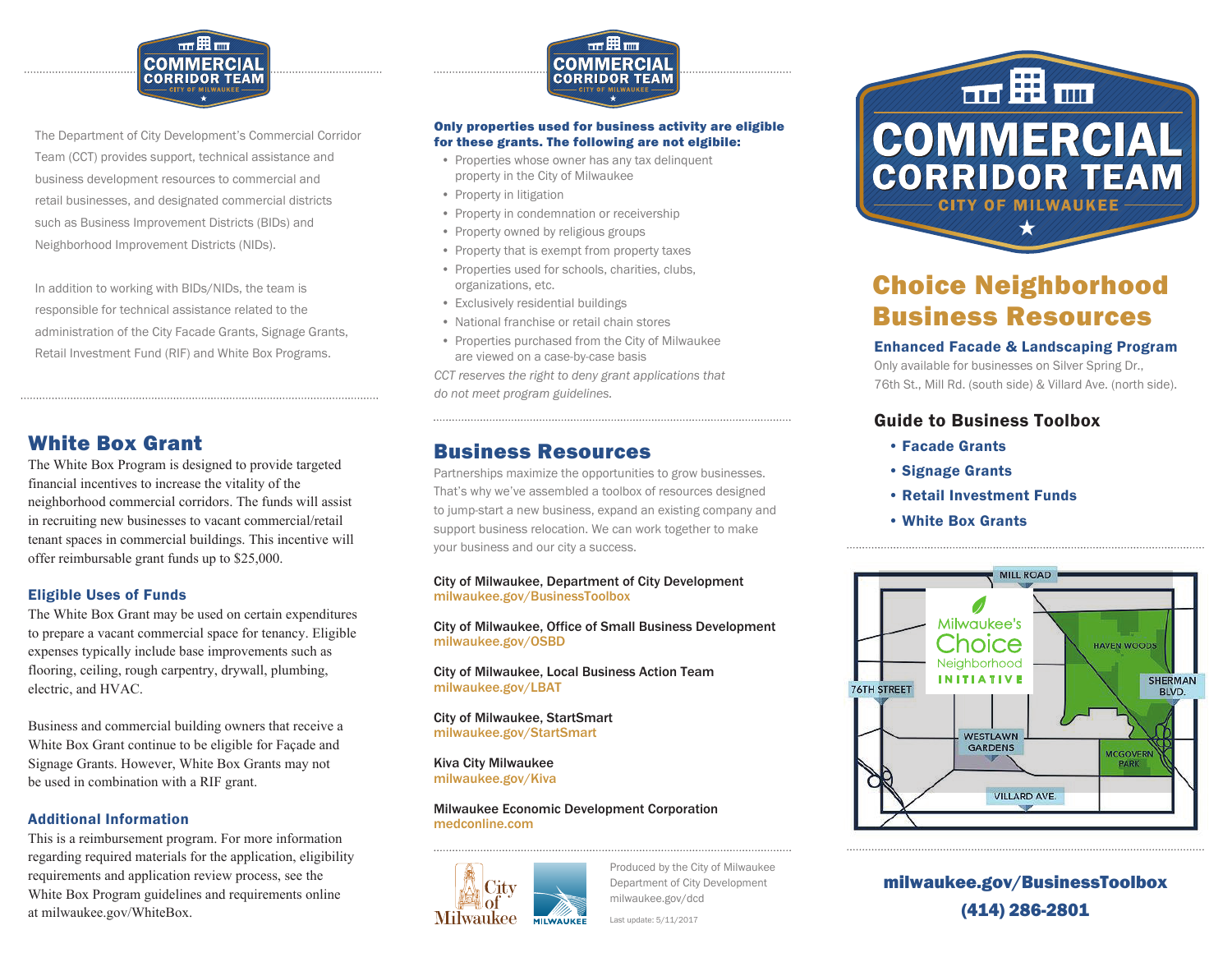COMMERCIAL CORRIDOR TEAM
CITY OF MILWAUKEE

The Department of City Development's Commercial Corridor Team (CCT) provides support, technical assistance and business development resources to commercial and retail businesses, and designated commercial districts such as Business Improvement Districts (BIDs) and Neighborhood Improvement Districts (NIDs).

In addition to working with BIDs/NIDs, the team is responsible for technical assistance related to the administration of the City Facade Grants, Signage Grants, Retail Investment Fund (RIF) and White Box Programs.

## White Box Grant

The White Box Program is designed to provide targeted financial incentives to increase the vitality of the neighborhood commercial corridors. The funds will assist in recruiting new businesses to vacant commercial/retail tenant spaces in commercial buildings. This incentive will offer reimbursable grant funds up to $25,000.

### Eligible Uses of Funds

The White Box Grant may be used on certain expenditures to prepare a vacant commercial space for tenancy. Eligible expenses typically include base improvements such as flooring, ceiling, rough carpentry, drywall, plumbing, electric, and HVAC.

Business and commercial building owners that receive a White Box Grant continue to be eligible for Façade and Signage Grants. However, White Box Grants may not be used in combination with a RIF grant.

### Additional Information

This is a reimbursement program. For more information regarding required materials for the application, eligibility requirements and application review process, see the White Box Program guidelines and requirements online at milwaukee.gov/WhiteBox.

COMMERCIAL CORRIDOR TEAM
CITY OF MILWAUKEE

**Only properties used for business activity are eligible for these grants. The following are not elgibile:**

- Properties whose owner has any tax delinquent property in the City of Milwaukee
- Property in litigation
- Property in condemnation or receivership
- Property owned by religious groups
- Property that is exempt from property taxes
- Properties used for schools, charities, clubs, organizations, etc.
- Exclusively residential buildings
- National franchise or retail chain stores
- Properties purchased from the City of Milwaukee are viewed on a case-by-case basis

*CCT reserves the right to deny grant applications that do not meet program guidelines.*

## Business Resources

Partnerships maximize the opportunities to grow businesses. That's why we've assembled a toolbox of resources designed to jump-start a new business, expand an existing company and support business relocation. We can work together to make your business and our city a success.

City of Milwaukee, Department of City Development
milwaukee.gov/BusinessToolbox

City of Milwaukee, Office of Small Business Development
milwaukee.gov/OSBD

City of Milwaukee, Local Business Action Team
milwaukee.gov/LBAT

City of Milwaukee, StartSmart
milwaukee.gov/StartSmart

Kiva City Milwaukee
milwaukee.gov/Kiva

Milwaukee Economic Development Corporation
medconline.com

City of Milwaukee

Produced by the City of Milwaukee Department of City Development
milwaukee.gov/dcd

Last update: 5/11/2017

# COMMERCIAL CORRIDOR TEAM
CITY OF MILWAUKEE

# Choice Neighborhood Business Resources

### Enhanced Facade & Landscaping Program

Only available for businesses on Silver Spring Dr., 76th St., Mill Rd. (south side) & Villard Ave. (north side).

### Guide to Business Toolbox

- **Facade Grants**
- **Signage Grants**
- **Retail Investment Funds**
- **White Box Grants**

Milwaukee's Choice Neighborhood INITIATIVE

MILL ROAD, 76TH STREET, SHERMAN BLVD., HAVEN WOODS, WESTLAWN GARDENS, MCGOVERN PARK, VILLARD AVE.

**milwaukee.gov/BusinessToolbox**
**(414) 286-2801**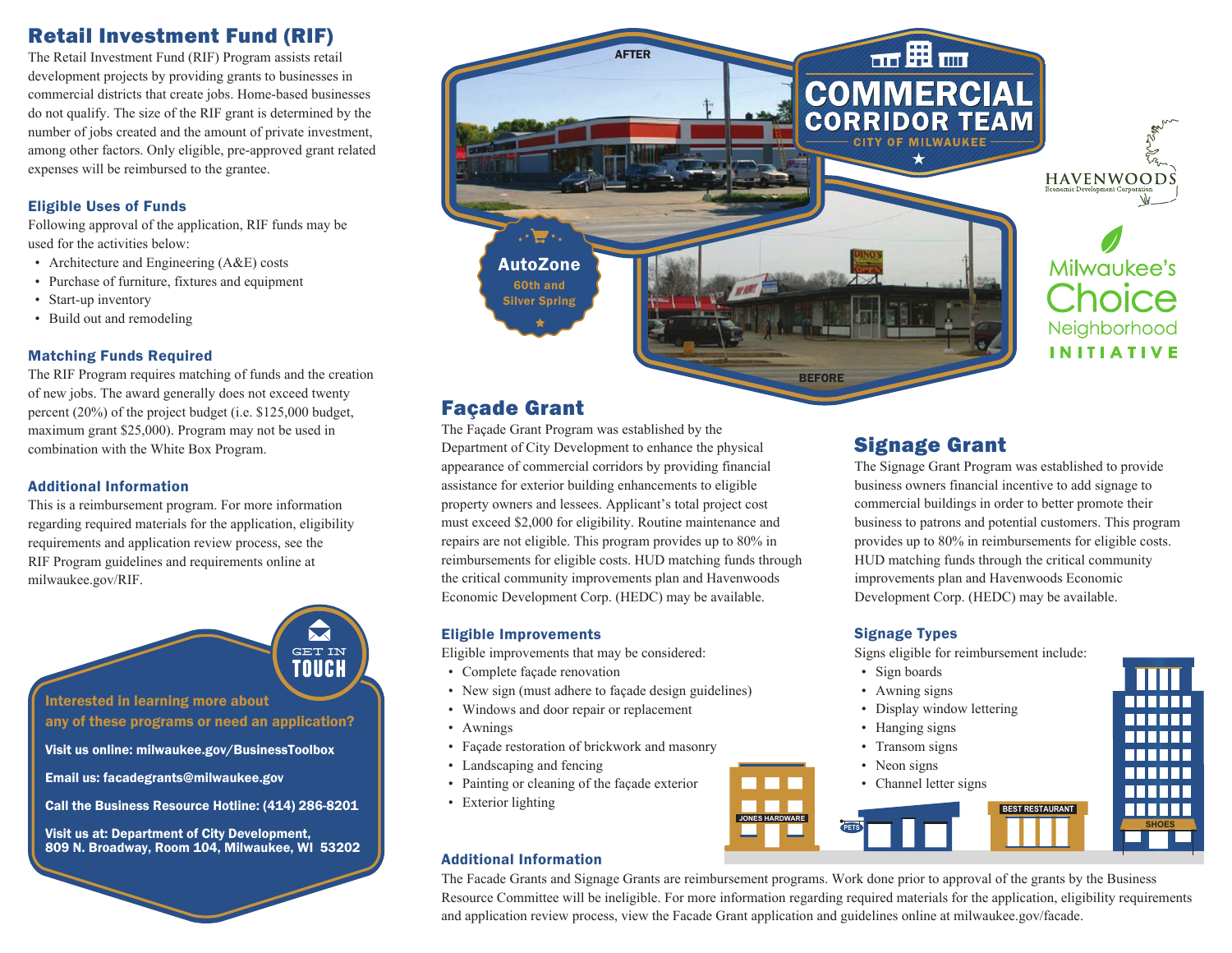## Retail Investment Fund (RIF)

The Retail Investment Fund (RIF) Program assists retail development projects by providing grants to businesses in commercial districts that create jobs. Home-based businesses do not qualify. The size of the RIF grant is determined by the number of jobs created and the amount of private investment, among other factors. Only eligible, pre-approved grant related expenses will be reimbursed to the grantee.

### Eligible Uses of Funds

Following approval of the application, RIF funds may be used for the activities below:

- Architecture and Engineering (A&E) costs
- Purchase of furniture, fixtures and equipment
- Start-up inventory
- Build out and remodeling

### Matching Funds Required

The RIF Program requires matching of funds and the creation of new jobs. The award generally does not exceed twenty percent (20%) of the project budget (i.e. $125,000 budget, maximum grant $25,000). Program may not be used in combination with the White Box Program.

### Additional Information

This is a reimbursement program. For more information regarding required materials for the application, eligibility requirements and application review process, see the RIF Program guidelines and requirements online at milwaukee.gov/RIF.

GET IN TOUCH

**Interested in learning more about any of these programs or need an application?**

**Visit us online: milwaukee.gov/BusinessToolbox**

**Email us: facadegrants@milwaukee.gov**

**Call the Business Resource Hotline: (414) 286-8201**

**Visit us at: Department of City Development, 809 N. Broadway, Room 104, Milwaukee, WI 53202**

AFTER

BEFORE

AutoZone
60th and Silver Spring

COMMERCIAL CORRIDOR TEAM
CITY OF MILWAUKEE

HAVENWOODS
Economic Development Corporation

Milwaukee's Choice Neighborhood INITIATIVE

## Façade Grant

The Façade Grant Program was established by the Department of City Development to enhance the physical appearance of commercial corridors by providing financial assistance for exterior building enhancements to eligible property owners and lessees. Applicant's total project cost must exceed $2,000 for eligibility. Routine maintenance and repairs are not eligible. This program provides up to 80% in reimbursements for eligible costs. HUD matching funds through the critical community improvements plan and Havenwoods Economic Development Corp. (HEDC) may be available.

### Eligible Improvements

Eligible improvements that may be considered:

- Complete façade renovation
- New sign (must adhere to façade design guidelines)
- Windows and door repair or replacement
- Awnings
- Façade restoration of brickwork and masonry
- Landscaping and fencing
- Painting or cleaning of the façade exterior
- Exterior lighting

## Signage Grant

The Signage Grant Program was established to provide business owners financial incentive to add signage to commercial buildings in order to better promote their business to patrons and potential customers. This program provides up to 80% in reimbursements for eligible costs. HUD matching funds through the critical community improvements plan and Havenwoods Economic Development Corp. (HEDC) may be available.

### Signage Types

Signs eligible for reimbursement include:

- Sign boards
- Awning signs
- Display window lettering
- Hanging signs
- Transom signs
- Neon signs
- Channel letter signs

JONES HARDWARE

PETS

BEST RESTAURANT

SHOES

### Additional Information

The Facade Grants and Signage Grants are reimbursement programs. Work done prior to approval of the grants by the Business Resource Committee will be ineligible. For more information regarding required materials for the application, eligibility requirements and application review process, view the Facade Grant application and guidelines online at milwaukee.gov/facade.